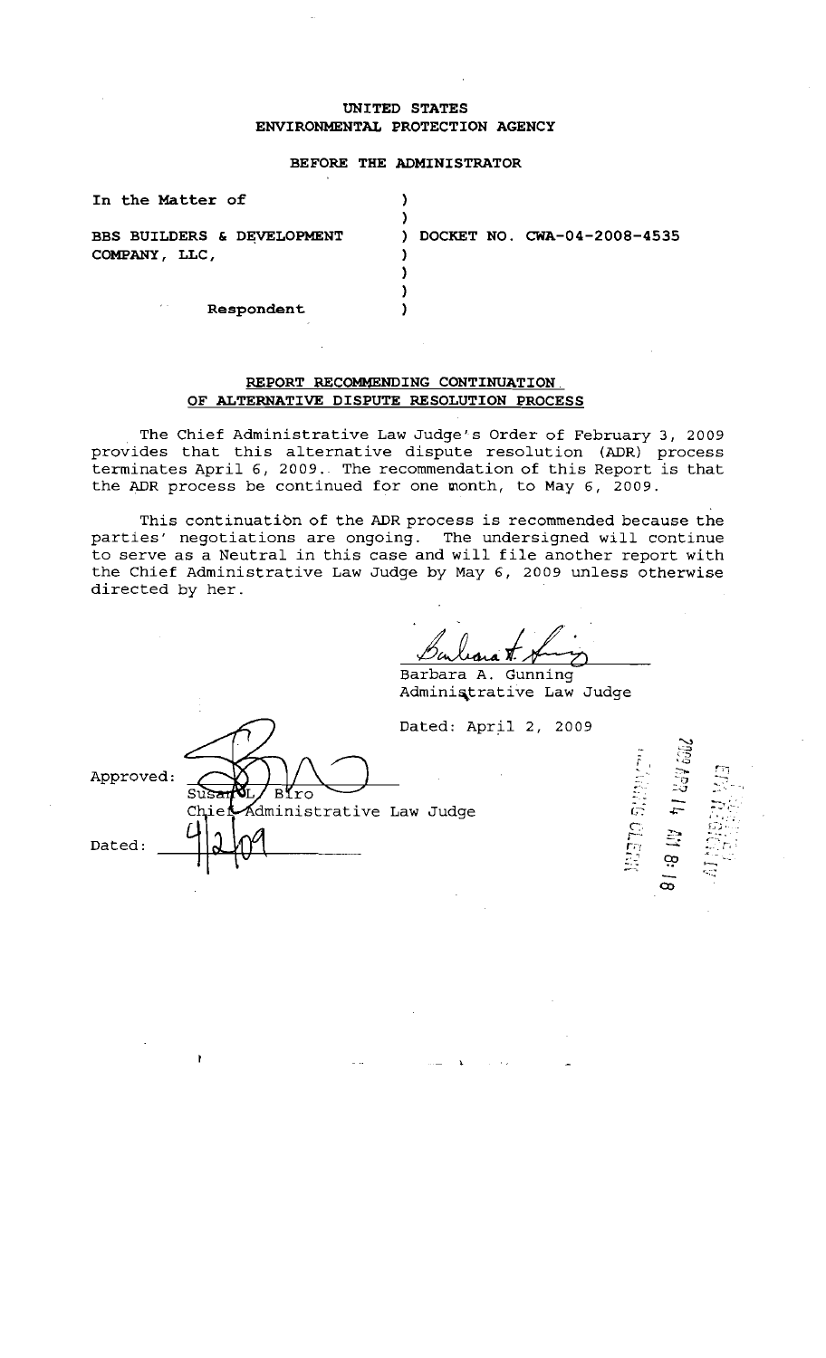UNITED STATES
ENVIRONMENTAL PROTECTION AGENCY

BEFORE THE ADMINISTRATOR

| | |
|---|---|
| In the Matter of | ) |
| | ) |
| BBS BUILDERS & DEVELOPMENT COMPANY, LLC, | ) DOCKET NO. CWA-04-2008-4535 |
| | ) |
| | ) |
| Respondent | ) |

**REPORT RECOMMENDING CONTINUATION OF ALTERNATIVE DISPUTE RESOLUTION PROCESS**

The Chief Administrative Law Judge's Order of February 3, 2009 provides that this alternative dispute resolution (ADR) process terminates April 6, 2009. The recommendation of this Report is that the ADR process be continued for one month, to May 6, 2009.

This continuation of the ADR process is recommended because the parties' negotiations are ongoing. The undersigned will continue to serve as a Neutral in this case and will file another report with the Chief Administrative Law Judge by May 6, 2009 unless otherwise directed by her.

Barbara A. Gunning
Administrative Law Judge

Dated: April 2, 2009

Approved: Susan L. Biro
Chief Administrative Law Judge

Dated: 4/2/09

2009 APR 14 AM 8:18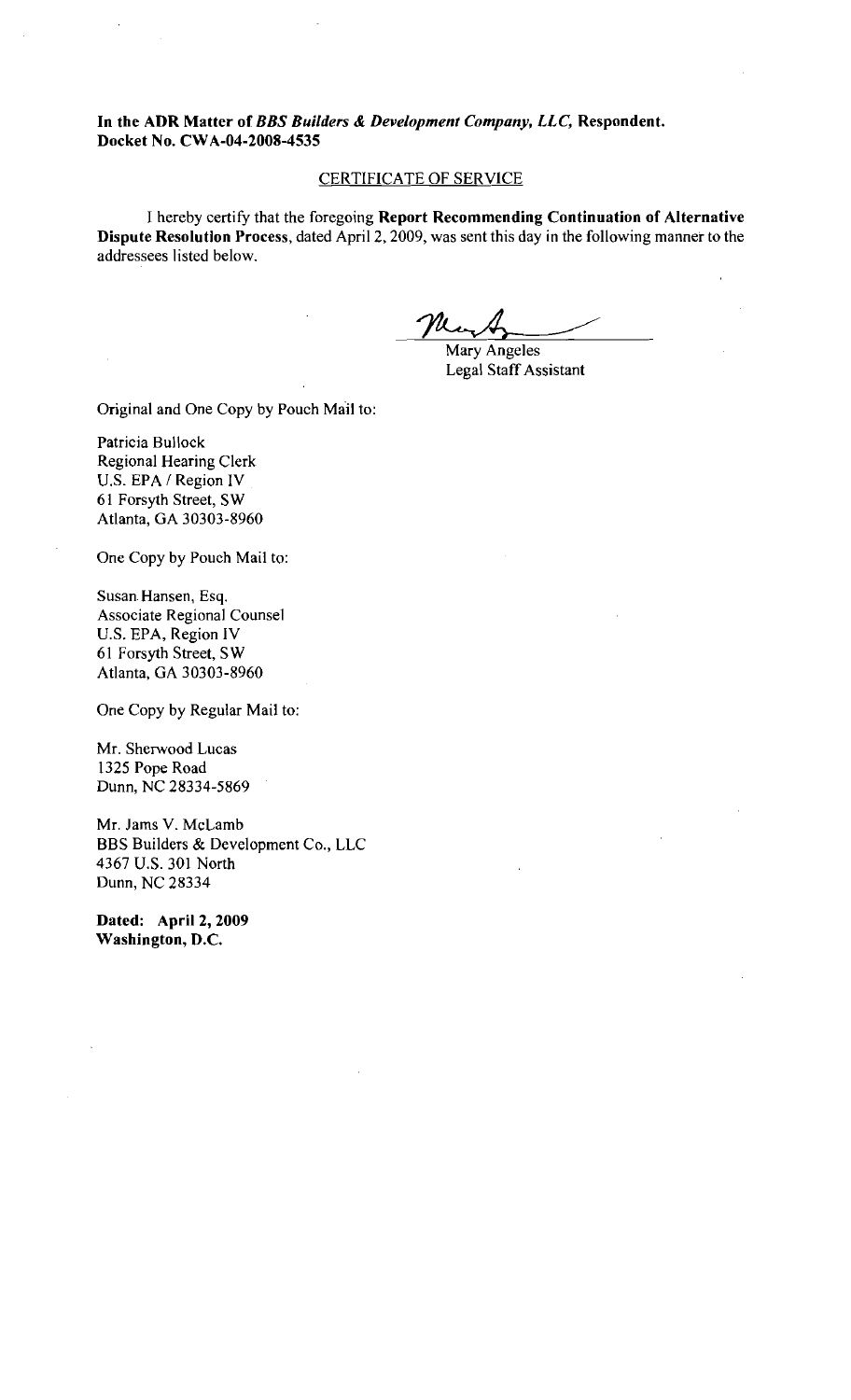**In the ADR Matter of *BBS Builders & Development Company, LLC,* Respondent.**
**Docket No. CWA-04-2008-4535**

## CERTIFICATE OF SERVICE

I hereby certify that the foregoing **Report Recommending Continuation of Alternative Dispute Resolution Process**, dated April 2, 2009, was sent this day in the following manner to the addressees listed below.

Mary Angeles
Legal Staff Assistant

Original and One Copy by Pouch Mail to:

Patricia Bullock
Regional Hearing Clerk
U.S. EPA / Region IV
61 Forsyth Street, SW
Atlanta, GA 30303-8960

One Copy by Pouch Mail to:

Susan Hansen, Esq.
Associate Regional Counsel
U.S. EPA, Region IV
61 Forsyth Street, SW
Atlanta, GA 30303-8960

One Copy by Regular Mail to:

Mr. Sherwood Lucas
1325 Pope Road
Dunn, NC 28334-5869

Mr. Jams V. McLamb
BBS Builders & Development Co., LLC
4367 U.S. 301 North
Dunn, NC 28334

**Dated: April 2, 2009**
**Washington, D.C.**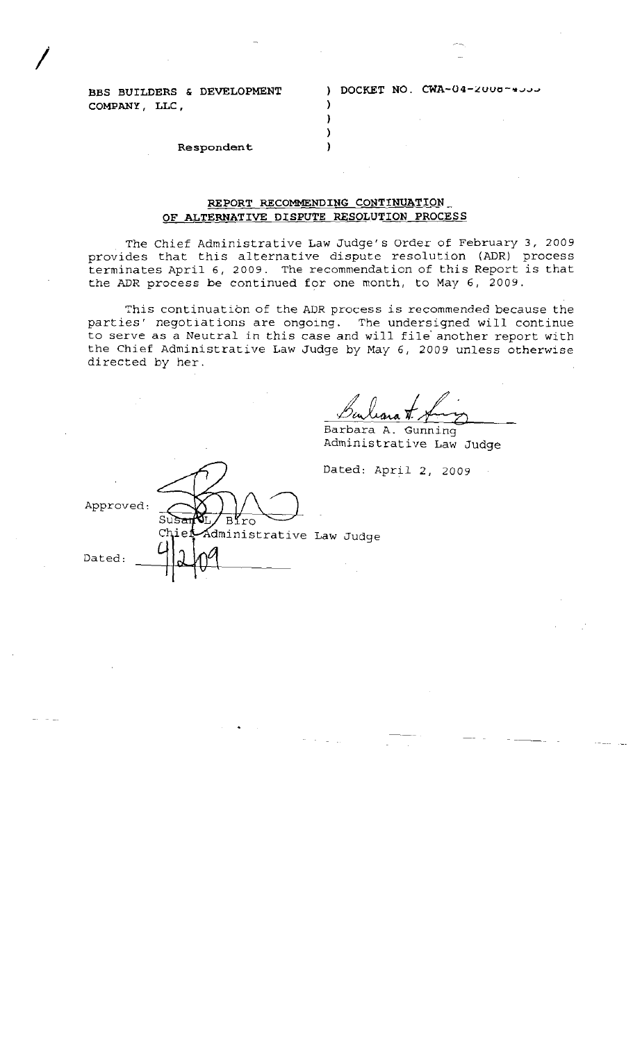/

BBS BUILDERS & DEVELOPMENT COMPANY, LLC,

Respondent

) DOCKET NO. CWA-04-2008-4533

## REPORT RECOMMENDING CONTINUATION OF ALTERNATIVE DISPUTE RESOLUTION PROCESS

The Chief Administrative Law Judge's Order of February 3, 2009 provides that this alternative dispute resolution (ADR) process terminates April 6, 2009. The recommendation of this Report is that the ADR process be continued for one month, to May 6, 2009.

This continuation of the ADR process is recommended because the parties' negotiations are ongoing. The undersigned will continue to serve as a Neutral in this case and will file another report with the Chief Administrative Law Judge by May 6, 2009 unless otherwise directed by her.

Barbara A. Gunning
Administrative Law Judge

Dated: April 2, 2009

Approved: Susan L. Biro
Chief Administrative Law Judge

Dated: 4/2/09